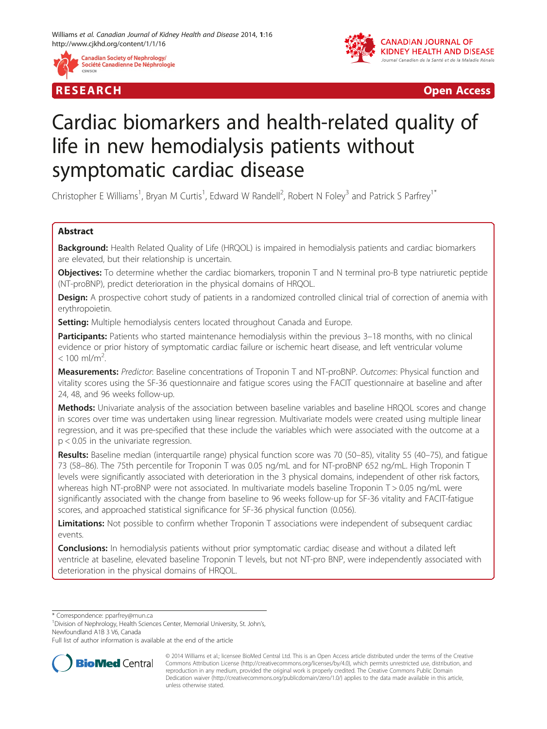RESEARCH Open Access

# Cardiac biomarkers and health-related quality of life in new hemodialysis patients without symptomatic cardiac disease

Christopher E Williams[1], Bryan M Curtis[1], Edward W Randell[2], Robert N Foley[3] and Patrick S Parfrey[1*]

## Abstract

**Background:** Health Related Quality of Life (HRQOL) is impaired in hemodialysis patients and cardiac biomarkers are elevated, but their relationship is uncertain.

**Objectives:** To determine whether the cardiac biomarkers, troponin T and N terminal pro-B type natriuretic peptide (NT-proBNP), predict deterioration in the physical domains of HRQOL.

**Design:** A prospective cohort study of patients in a randomized controlled clinical trial of correction of anemia with erythropoietin.

**Setting:** Multiple hemodialysis centers located throughout Canada and Europe.

**Participants:** Patients who started maintenance hemodialysis within the previous 3–18 months, with no clinical evidence or prior history of symptomatic cardiac failure or ischemic heart disease, and left ventricular volume $< 100$ ml/m$^2$.

**Measurements:** *Predictor*: Baseline concentrations of Troponin T and NT-proBNP. *Outcomes*: Physical function and vitality scores using the SF-36 questionnaire and fatigue scores using the FACIT questionnaire at baseline and after 24, 48, and 96 weeks follow-up.

**Methods:** Univariate analysis of the association between baseline variables and baseline HRQOL scores and change in scores over time was undertaken using linear regression. Multivariate models were created using multiple linear regression, and it was pre-specified that these include the variables which were associated with the outcome at a $p < 0.05$ in the univariate regression.

**Results:** Baseline median (interquartile range) physical function score was 70 (50–85), vitality 55 (40–75), and fatigue 73 (58–86). The 75th percentile for Troponin T was 0.05 ng/mL and for NT-proBNP 652 ng/mL. High Troponin T levels were significantly associated with deterioration in the 3 physical domains, independent of other risk factors, whereas high NT-proBNP were not associated. In multivariate models baseline Troponin T > 0.05 ng/mL were significantly associated with the change from baseline to 96 weeks follow-up for SF-36 vitality and FACIT-fatigue scores, and approached statistical significance for SF-36 physical function (0.056).

**Limitations:** Not possible to confirm whether Troponin T associations were independent of subsequent cardiac events.

**Conclusions:** In hemodialysis patients without prior symptomatic cardiac disease and without a dilated left ventricle at baseline, elevated baseline Troponin T levels, but not NT-pro BNP, were independently associated with deterioration in the physical domains of HRQOL.

---

\* Correspondence: pparfrey@mun.ca
[1]Division of Nephrology, Health Sciences Center, Memorial University, St. John's, Newfoundland A1B 3 V6, Canada
Full list of author information is available at the end of the article

© 2014 Williams et al.; licensee BioMed Central Ltd. This is an Open Access article distributed under the terms of the Creative Commons Attribution License (http://creativecommons.org/licenses/by/4.0), which permits unrestricted use, distribution, and reproduction in any medium, provided the original work is properly credited. The Creative Commons Public Domain Dedication waiver (http://creativecommons.org/publicdomain/zero/1.0/) applies to the data made available in this article, unless otherwise stated.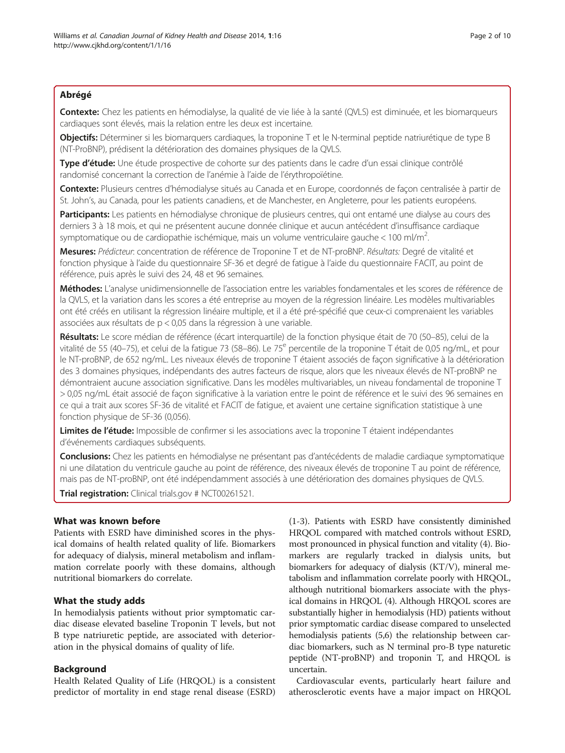## Abrégé

**Contexte:** Chez les patients en hémodialyse, la qualité de vie liée à la santé (QVLS) est diminuée, et les biomarqueurs cardiaques sont élevés, mais la relation entre les deux est incertaine.

**Objectifs:** Déterminer si les biomarqueurs cardiaques, la troponine T et le N-terminal peptide natriurétique de type B (NT-ProBNP), prédisent la détérioration des domaines physiques de la QVLS.

**Type d'étude:** Une étude prospective de cohorte sur des patients dans le cadre d'un essai clinique contrôlé randomisé concernant la correction de l'anémie à l'aide de l'érythropoïétine.

**Contexte:** Plusieurs centres d'hémodialyse situés au Canada et en Europe, coordonnés de façon centralisée à partir de St. John's, au Canada, pour les patients canadiens, et de Manchester, en Angleterre, pour les patients européens.

**Participants:** Les patients en hémodialyse chronique de plusieurs centres, qui ont entamé une dialyse au cours des derniers 3 à 18 mois, et qui ne présentent aucune donnée clinique et aucun antécédent d'insuffisance cardiaque symptomatique ou de cardiopathie ischémique, mais un volume ventriculaire gauche < 100 ml/m$^2$.

**Mesures:** *Prédicteur*: concentration de référence de Troponine T et de NT-proBNP. *Résultats:* Degré de vitalité et fonction physique à l'aide du questionnaire SF-36 et degré de fatigue à l'aide du questionnaire FACIT, au point de référence, puis après le suivi des 24, 48 et 96 semaines.

**Méthodes:** L'analyse unidimensionnelle de l'association entre les variables fondamentales et les scores de référence de la QVLS, et la variation dans les scores a été entreprise au moyen de la régression linéaire. Les modèles multivariables ont été créés en utilisant la régression linéaire multiple, et il a été pré-spécifié que ceux-ci comprenaient les variables associées aux résultats de $p < 0,05$ dans la régression à une variable.

**Résultats:** Le score médian de référence (écart interquartile) de la fonction physique était de 70 (50–85), celui de la vitalité de 55 (40–75), et celui de la fatigue 73 (58–86). Le 75$^e$ percentile de la troponine T était de 0,05 ng/mL, et pour le NT-proBNP, de 652 ng/mL. Les niveaux élevés de troponine T étaient associés de façon significative à la détérioration des 3 domaines physiques, indépendants des autres facteurs de risque, alors que les niveaux élevés de NT-proBNP ne démontraient aucune association significative. Dans les modèles multivariables, un niveau fondamental de troponine T > 0,05 ng/mL était associé de façon significative à la variation entre le point de référence et le suivi des 96 semaines en ce qui a trait aux scores SF-36 de vitalité et FACIT de fatigue, et avaient une certaine signification statistique à une fonction physique de SF-36 (0,056).

**Limites de l'étude:** Impossible de confirmer si les associations avec la troponine T étaient indépendantes d'événements cardiaques subséquents.

**Conclusions:** Chez les patients en hémodialyse ne présentant pas d'antécédents de maladie cardiaque symptomatique ni une dilatation du ventricule gauche au point de référence, des niveaux élevés de troponine T au point de référence, mais pas de NT-proBNP, ont été indépendamment associés à une détérioration des domaines physiques de QVLS.

**Trial registration:** Clinical trials.gov # NCT00261521.

### What was known before

Patients with ESRD have diminished scores in the physical domains of health related quality of life. Biomarkers for adequacy of dialysis, mineral metabolism and inflammation correlate poorly with these domains, although nutritional biomarkers do correlate.

### What the study adds

In hemodialysis patients without prior symptomatic cardiac disease elevated baseline Troponin T levels, but not B type natriuretic peptide, are associated with deterioration in the physical domains of quality of life.

## Background

Health Related Quality of Life (HRQOL) is a consistent predictor of mortality in end stage renal disease (ESRD) (1-3). Patients with ESRD have consistently diminished HRQOL compared with matched controls without ESRD, most pronounced in physical function and vitality (4). Biomarkers are regularly tracked in dialysis units, but biomarkers for adequacy of dialysis (KT/V), mineral metabolism and inflammation correlate poorly with HRQOL, although nutritional biomarkers associate with the physical domains in HRQOL (4). Although HRQOL scores are substantially higher in hemodialysis (HD) patients without prior symptomatic cardiac disease compared to unselected hemodialysis patients (5,6) the relationship between cardiac biomarkers, such as N terminal pro-B type naturetic peptide (NT-proBNP) and troponin T, and HRQOL is uncertain.

Cardiovascular events, particularly heart failure and atherosclerotic events have a major impact on HRQOL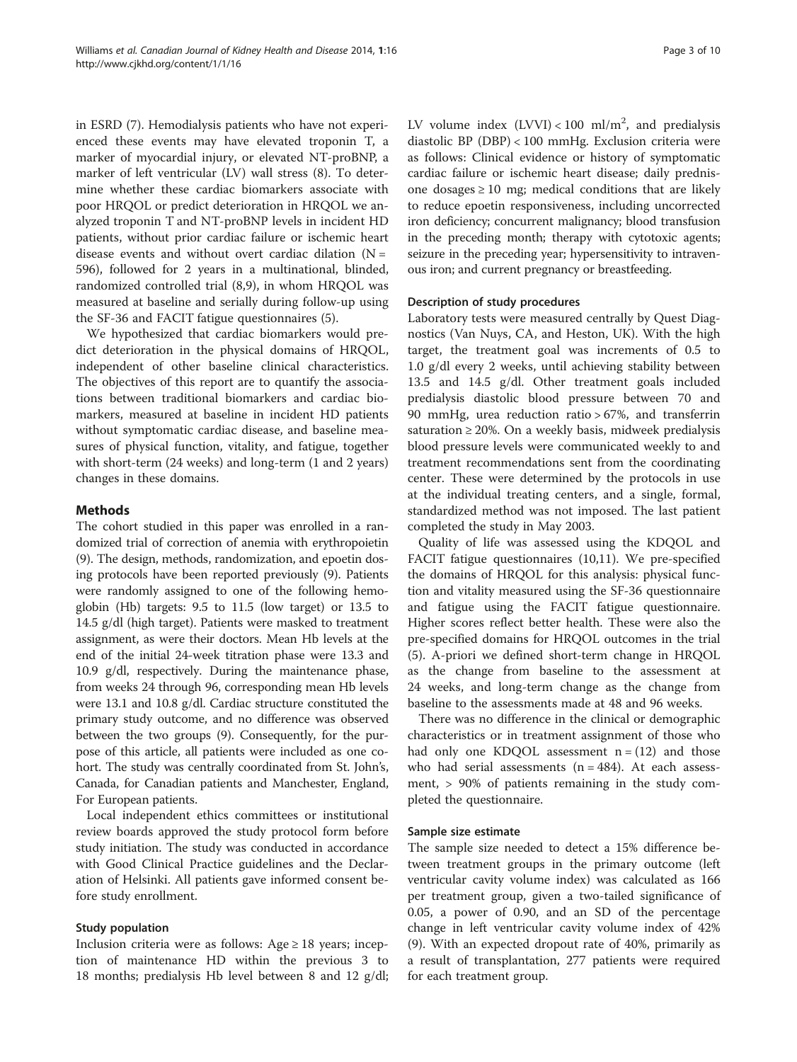in ESRD (7). Hemodialysis patients who have not experienced these events may have elevated troponin T, a marker of myocardial injury, or elevated NT-proBNP, a marker of left ventricular (LV) wall stress (8). To determine whether these cardiac biomarkers associate with poor HRQOL or predict deterioration in HRQOL we analyzed troponin T and NT-proBNP levels in incident HD patients, without prior cardiac failure or ischemic heart disease events and without overt cardiac dilation (N = 596), followed for 2 years in a multinational, blinded, randomized controlled trial (8,9), in whom HRQOL was measured at baseline and serially during follow-up using the SF-36 and FACIT fatigue questionnaires (5).

We hypothesized that cardiac biomarkers would predict deterioration in the physical domains of HRQOL, independent of other baseline clinical characteristics. The objectives of this report are to quantify the associations between traditional biomarkers and cardiac biomarkers, measured at baseline in incident HD patients without symptomatic cardiac disease, and baseline measures of physical function, vitality, and fatigue, together with short-term (24 weeks) and long-term (1 and 2 years) changes in these domains.

## Methods

The cohort studied in this paper was enrolled in a randomized trial of correction of anemia with erythropoietin (9). The design, methods, randomization, and epoetin dosing protocols have been reported previously (9). Patients were randomly assigned to one of the following hemoglobin (Hb) targets: 9.5 to 11.5 (low target) or 13.5 to 14.5 g/dl (high target). Patients were masked to treatment assignment, as were their doctors. Mean Hb levels at the end of the initial 24-week titration phase were 13.3 and 10.9 g/dl, respectively. During the maintenance phase, from weeks 24 through 96, corresponding mean Hb levels were 13.1 and 10.8 g/dl. Cardiac structure constituted the primary study outcome, and no difference was observed between the two groups (9). Consequently, for the purpose of this article, all patients were included as one cohort. The study was centrally coordinated from St. John's, Canada, for Canadian patients and Manchester, England, For European patients.

Local independent ethics committees or institutional review boards approved the study protocol form before study initiation. The study was conducted in accordance with Good Clinical Practice guidelines and the Declaration of Helsinki. All patients gave informed consent before study enrollment.

### Study population

Inclusion criteria were as follows: Age ≥ 18 years; inception of maintenance HD within the previous 3 to 18 months; predialysis Hb level between 8 and 12 g/dl; LV volume index (LVVI) < 100 ml/m$^2$, and predialysis diastolic BP (DBP) < 100 mmHg. Exclusion criteria were as follows: Clinical evidence or history of symptomatic cardiac failure or ischemic heart disease; daily prednisone dosages ≥ 10 mg; medical conditions that are likely to reduce epoetin responsiveness, including uncorrected iron deficiency; concurrent malignancy; blood transfusion in the preceding month; therapy with cytotoxic agents; seizure in the preceding year; hypersensitivity to intravenous iron; and current pregnancy or breastfeeding.

### Description of study procedures

Laboratory tests were measured centrally by Quest Diagnostics (Van Nuys, CA, and Heston, UK). With the high target, the treatment goal was increments of 0.5 to 1.0 g/dl every 2 weeks, until achieving stability between 13.5 and 14.5 g/dl. Other treatment goals included predialysis diastolic blood pressure between 70 and 90 mmHg, urea reduction ratio > 67%, and transferrin saturation ≥ 20%. On a weekly basis, midweek predialysis blood pressure levels were communicated weekly to and treatment recommendations sent from the coordinating center. These were determined by the protocols in use at the individual treating centers, and a single, formal, standardized method was not imposed. The last patient completed the study in May 2003.

Quality of life was assessed using the KDQOL and FACIT fatigue questionnaires (10,11). We pre-specified the domains of HRQOL for this analysis: physical function and vitality measured using the SF-36 questionnaire and fatigue using the FACIT fatigue questionnaire. Higher scores reflect better health. These were also the pre-specified domains for HRQOL outcomes in the trial (5). A-priori we defined short-term change in HRQOL as the change from baseline to the assessment at 24 weeks, and long-term change as the change from baseline to the assessments made at 48 and 96 weeks.

There was no difference in the clinical or demographic characteristics or in treatment assignment of those who had only one KDQOL assessment n = (12) and those who had serial assessments (n = 484). At each assessment, > 90% of patients remaining in the study completed the questionnaire.

### Sample size estimate

The sample size needed to detect a 15% difference between treatment groups in the primary outcome (left ventricular cavity volume index) was calculated as 166 per treatment group, given a two-tailed significance of 0.05, a power of 0.90, and an SD of the percentage change in left ventricular cavity volume index of 42% (9). With an expected dropout rate of 40%, primarily as a result of transplantation, 277 patients were required for each treatment group.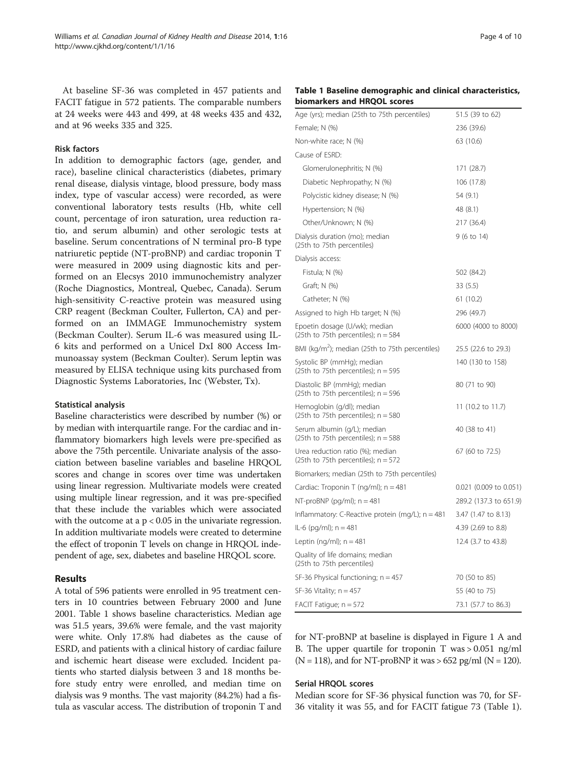At baseline SF-36 was completed in 457 patients and FACIT fatigue in 572 patients. The comparable numbers at 24 weeks were 443 and 499, at 48 weeks 435 and 432, and at 96 weeks 335 and 325.

### Risk factors

In addition to demographic factors (age, gender, and race), baseline clinical characteristics (diabetes, primary renal disease, dialysis vintage, blood pressure, body mass index, type of vascular access) were recorded, as were conventional laboratory tests results (Hb, white cell count, percentage of iron saturation, urea reduction ratio, and serum albumin) and other serologic tests at baseline. Serum concentrations of N terminal pro-B type natriuretic peptide (NT-proBNP) and cardiac troponin T were measured in 2009 using diagnostic kits and performed on an Elecsys 2010 immunochemistry analyzer (Roche Diagnostics, Montreal, Quebec, Canada). Serum high-sensitivity C-reactive protein was measured using CRP reagent (Beckman Coulter, Fullerton, CA) and performed on an IMMAGE Immunochemistry system (Beckman Coulter). Serum IL-6 was measured using IL-6 kits and performed on a Unicel DxI 800 Access Immunoassay system (Beckman Coulter). Serum leptin was measured by ELISA technique using kits purchased from Diagnostic Systems Laboratories, Inc (Webster, Tx).

### Statistical analysis

Baseline characteristics were described by number (%) or by median with interquartile range. For the cardiac and inflammatory biomarkers high levels were pre-specified as above the 75th percentile. Univariate analysis of the association between baseline variables and baseline HRQOL scores and change in scores over time was undertaken using linear regression. Multivariate models were created using multiple linear regression, and it was pre-specified that these include the variables which were associated with the outcome at a $p < 0.05$ in the univariate regression. In addition multivariate models were created to determine the effect of troponin T levels on change in HRQOL independent of age, sex, diabetes and baseline HRQOL score.

## Results

A total of 596 patients were enrolled in 95 treatment centers in 10 countries between February 2000 and June 2001. Table 1 shows baseline characteristics. Median age was 51.5 years, 39.6% were female, and the vast majority were white. Only 17.8% had diabetes as the cause of ESRD, and patients with a clinical history of cardiac failure and ischemic heart disease were excluded. Incident patients who started dialysis between 3 and 18 months before study entry were enrolled, and median time on dialysis was 9 months. The vast majority (84.2%) had a fistula as vascular access. The distribution of troponin T and for NT-proBNP at baseline is displayed in Figure 1 A and B. The upper quartile for troponin T was > 0.051 ng/ml (N = 118), and for NT-proBNP it was > 652 pg/ml (N = 120).

**Table 1 Baseline demographic and clinical characteristics, biomarkers and HRQOL scores**

| | |
|---|---|
| Age (yrs); median (25th to 75th percentiles) | 51.5 (39 to 62) |
| Female; N (%) | 236 (39.6) |
| Non-white race; N (%) | 63 (10.6) |
| Cause of ESRD: | |
| Glomerulonephritis; N (%) | 171 (28.7) |
| Diabetic Nephropathy; N (%) | 106 (17.8) |
| Polycistic kidney disease; N (%) | 54 (9.1) |
| Hypertension; N (%) | 48 (8.1) |
| Other/Unknown; N (%) | 217 (36.4) |
| Dialysis duration (mo); median (25th to 75th percentiles) | 9 (6 to 14) |
| Dialysis access: | |
| Fistula; N (%) | 502 (84.2) |
| Graft; N (%) | 33 (5.5) |
| Catheter; N (%) | 61 (10.2) |
| Assigned to high Hb target; N (%) | 296 (49.7) |
| Epoetin dosage (U/wk); median (25th to 75th percentiles); n = 584 | 6000 (4000 to 8000) |
| BMI (kg/m$^2$); median (25th to 75th percentiles) | 25.5 (22.6 to 29.3) |
| Systolic BP (mmHg); median (25th to 75th percentiles); n = 595 | 140 (130 to 158) |
| Diastolic BP (mmHg); median (25th to 75th percentiles); n = 596 | 80 (71 to 90) |
| Hemoglobin (g/dl); median (25th to 75th percentiles); n = 580 | 11 (10.2 to 11.7) |
| Serum albumin (g/L); median (25th to 75th percentiles); n = 588 | 40 (38 to 41) |
| Urea reduction ratio (%); median (25th to 75th percentiles); n = 572 | 67 (60 to 72.5) |
| Biomarkers; median (25th to 75th percentiles) | |
| Cardiac: Troponin T (ng/ml); n = 481 | 0.021 (0.009 to 0.051) |
| NT-proBNP (pg/ml); n = 481 | 289.2 (137.3 to 651.9) |
| Inflammatory: C-Reactive protein (mg/L); n = 481 | 3.47 (1.47 to 8.13) |
| IL-6 (pg/ml); n = 481 | 4.39 (2.69 to 8.8) |
| Leptin (ng/ml); n = 481 | 12.4 (3.7 to 43.8) |
| Quality of life domains; median (25th to 75th percentiles) | |
| SF-36 Physical functioning; n = 457 | 70 (50 to 85) |
| SF-36 Vitality; n = 457 | 55 (40 to 75) |
| FACIT Fatigue; n = 572 | 73.1 (57.7 to 86.3) |

### Serial HRQOL scores

Median score for SF-36 physical function was 70, for SF-36 vitality it was 55, and for FACIT fatigue 73 (Table 1).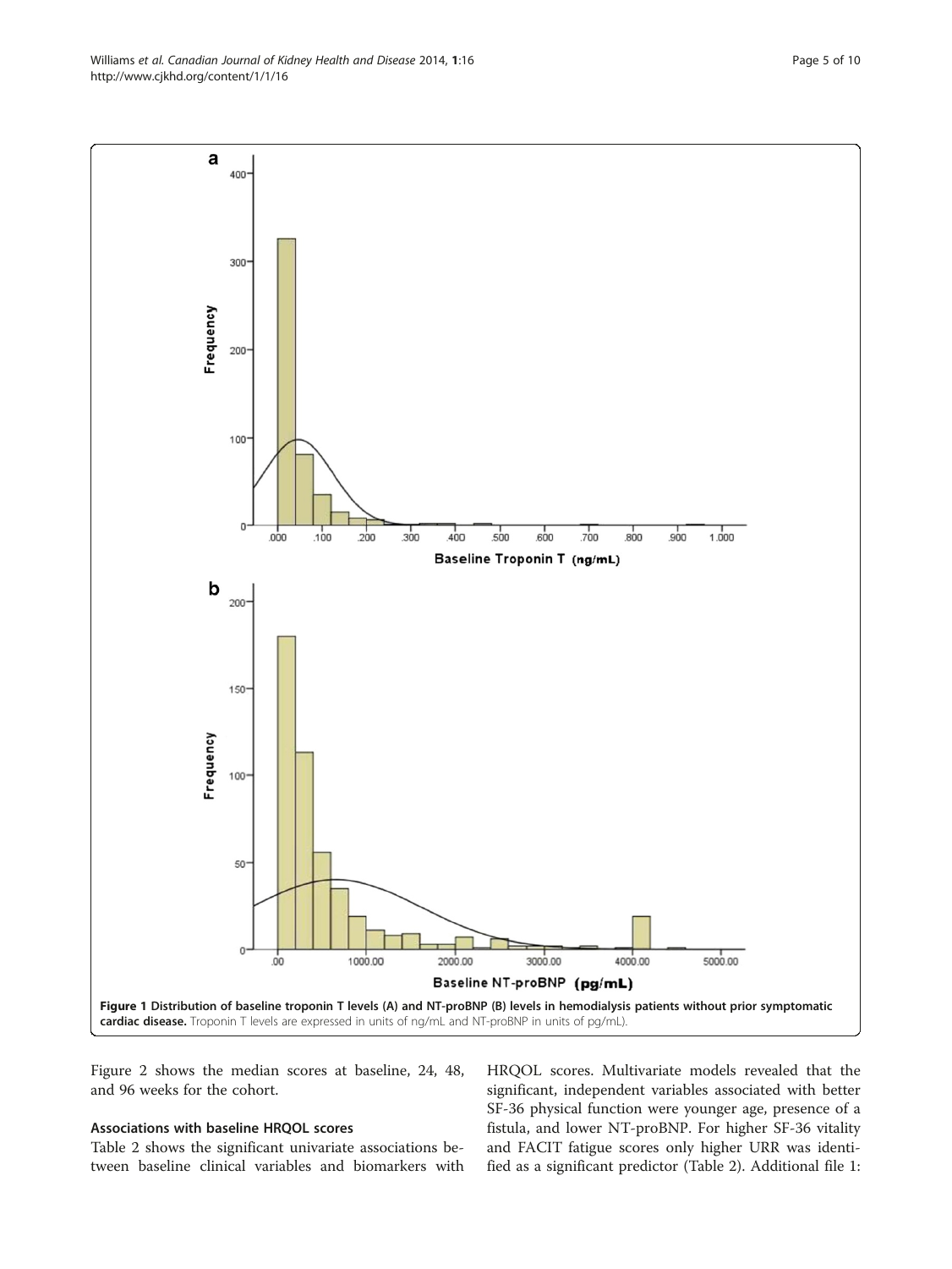Figure 1 Distribution of baseline troponin T levels (A) and NT-proBNP (B) levels in hemodialysis patients without prior symptomatic cardiac disease. Troponin T levels are expressed in units of ng/mL and NT-proBNP in units of pg/mL).

Figure 2 shows the median scores at baseline, 24, 48, and 96 weeks for the cohort.

### Associations with baseline HRQOL scores

Table 2 shows the significant univariate associations between baseline clinical variables and biomarkers with HRQOL scores. Multivariate models revealed that the significant, independent variables associated with better SF-36 physical function were younger age, presence of a fistula, and lower NT-proBNP. For higher SF-36 vitality and FACIT fatigue scores only higher URR was identified as a significant predictor (Table 2). Additional file 1: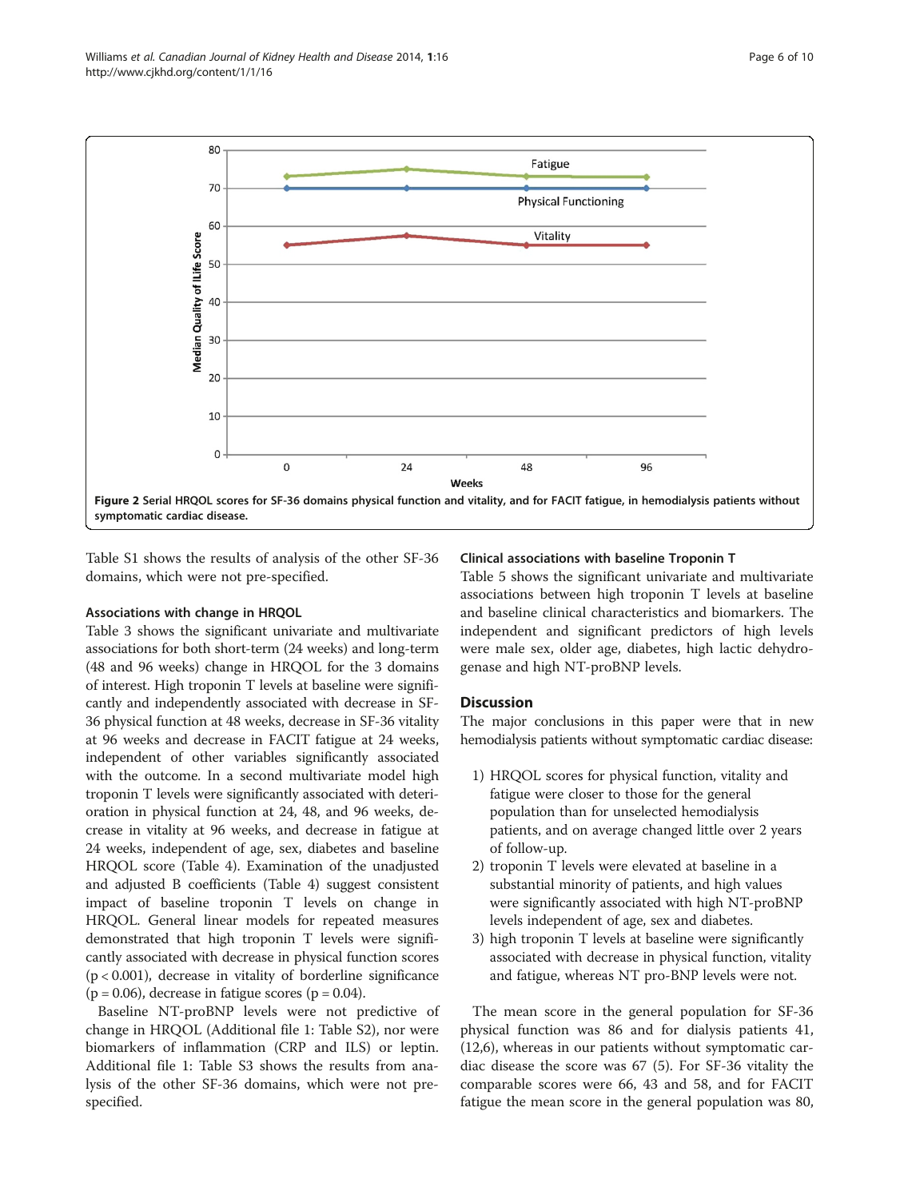Figure 2 Serial HRQOL scores for SF-36 domains physical function and vitality, and for FACIT fatigue, in hemodialysis patients without symptomatic cardiac disease.

Table S1 shows the results of analysis of the other SF-36 domains, which were not pre-specified.

### Associations with change in HRQOL

Table 3 shows the significant univariate and multivariate associations for both short-term (24 weeks) and long-term (48 and 96 weeks) change in HRQOL for the 3 domains of interest. High troponin T levels at baseline were significantly and independently associated with decrease in SF-36 physical function at 48 weeks, decrease in SF-36 vitality at 96 weeks and decrease in FACIT fatigue at 24 weeks, independent of other variables significantly associated with the outcome. In a second multivariate model high troponin T levels were significantly associated with deterioration in physical function at 24, 48, and 96 weeks, decrease in vitality at 96 weeks, and decrease in fatigue at 24 weeks, independent of age, sex, diabetes and baseline HRQOL score (Table 4). Examination of the unadjusted and adjusted B coefficients (Table 4) suggest consistent impact of baseline troponin T levels on change in HRQOL. General linear models for repeated measures demonstrated that high troponin T levels were significantly associated with decrease in physical function scores ($p < 0.001$), decrease in vitality of borderline significance ($p = 0.06$), decrease in fatigue scores ($p = 0.04$).

Baseline NT-proBNP levels were not predictive of change in HRQOL (Additional file 1: Table S2), nor were biomarkers of inflammation (CRP and ILS) or leptin. Additional file 1: Table S3 shows the results from analysis of the other SF-36 domains, which were not pre-specified.

### Clinical associations with baseline Troponin T

Table 5 shows the significant univariate and multivariate associations between high troponin T levels at baseline and baseline clinical characteristics and biomarkers. The independent and significant predictors of high levels were male sex, older age, diabetes, high lactic dehydrogenase and high NT-proBNP levels.

## Discussion

The major conclusions in this paper were that in new hemodialysis patients without symptomatic cardiac disease:

1) HRQOL scores for physical function, vitality and fatigue were closer to those for the general population than for unselected hemodialysis patients, and on average changed little over 2 years of follow-up.
2) troponin T levels were elevated at baseline in a substantial minority of patients, and high values were significantly associated with high NT-proBNP levels independent of age, sex and diabetes.
3) high troponin T levels at baseline were significantly associated with decrease in physical function, vitality and fatigue, whereas NT pro-BNP levels were not.

The mean score in the general population for SF-36 physical function was 86 and for dialysis patients 41, (12,6), whereas in our patients without symptomatic cardiac disease the score was 67 (5). For SF-36 vitality the comparable scores were 66, 43 and 58, and for FACIT fatigue the mean score in the general population was 80,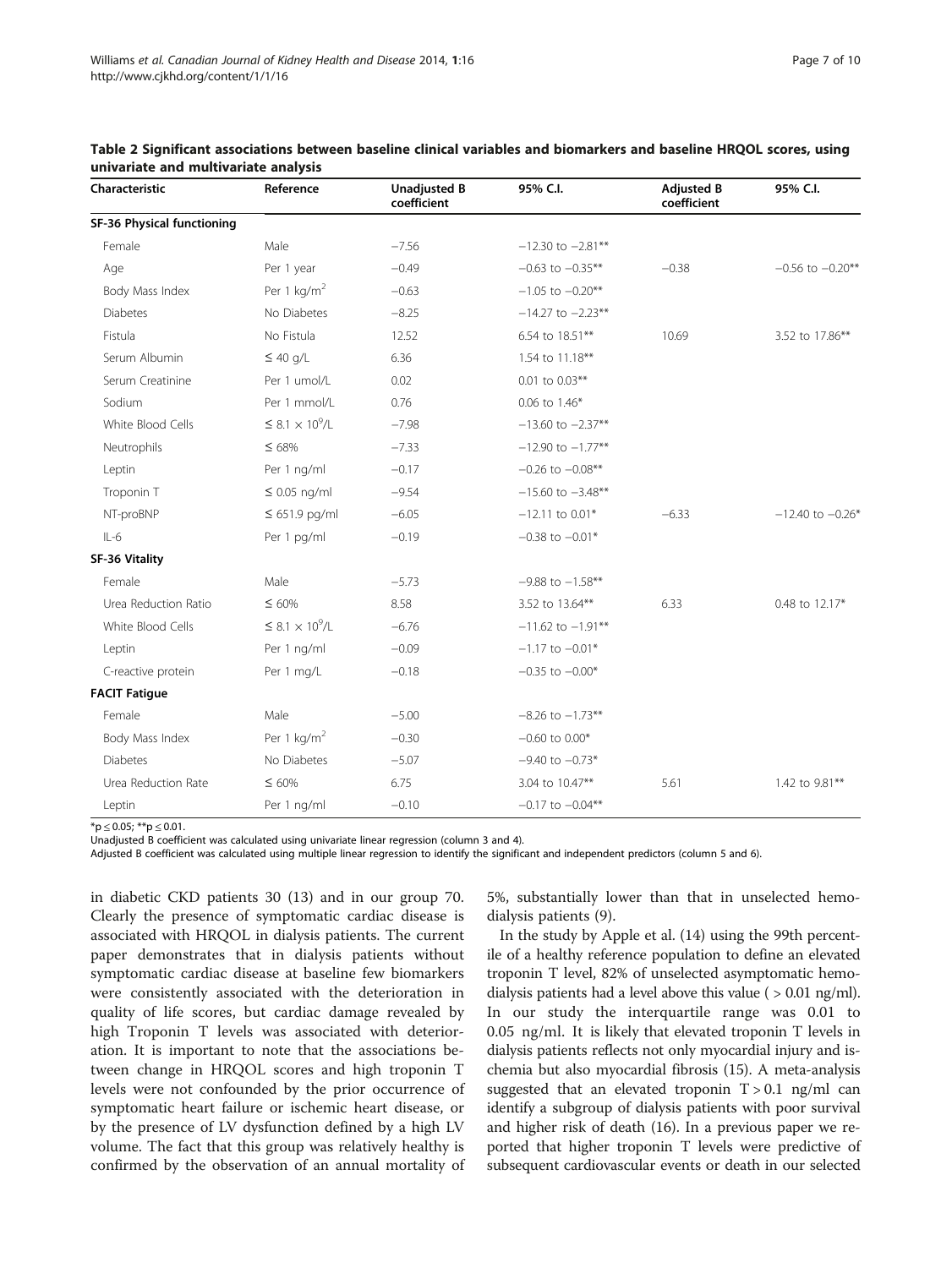**Table 2 Significant associations between baseline clinical variables and biomarkers and baseline HRQOL scores, using univariate and multivariate analysis**

| Characteristic | Reference | Unadjusted B coefficient | 95% C.I. | Adjusted B coefficient | 95% C.I. |
|---|---|---|---|---|---|
| **SF-36 Physical functioning** | | | | | |
| Female | Male | −7.56 | −12.30 to −2.81** | | |
| Age | Per 1 year | −0.49 | −0.63 to −0.35** | −0.38 | −0.56 to −0.20** |
| Body Mass Index | Per 1 kg/m$^2$ | −0.63 | −1.05 to −0.20** | | |
| Diabetes | No Diabetes | −8.25 | −14.27 to −2.23** | | |
| Fistula | No Fistula | 12.52 | 6.54 to 18.51** | 10.69 | 3.52 to 17.86** |
| Serum Albumin | ≤ 40 g/L | 6.36 | 1.54 to 11.18** | | |
| Serum Creatinine | Per 1 umol/L | 0.02 | 0.01 to 0.03** | | |
| Sodium | Per 1 mmol/L | 0.76 | 0.06 to 1.46* | | |
| White Blood Cells | ≤ 8.1 × 10$^9$/L | −7.98 | −13.60 to −2.37** | | |
| Neutrophils | ≤ 68% | −7.33 | −12.90 to −1.77** | | |
| Leptin | Per 1 ng/ml | −0.17 | −0.26 to −0.08** | | |
| Troponin T | ≤ 0.05 ng/ml | −9.54 | −15.60 to −3.48** | | |
| NT-proBNP | ≤ 651.9 pg/ml | −6.05 | −12.11 to 0.01* | −6.33 | −12.40 to −0.26* |
| IL-6 | Per 1 pg/ml | −0.19 | −0.38 to −0.01* | | |
| **SF-36 Vitality** | | | | | |
| Female | Male | −5.73 | −9.88 to −1.58** | | |
| Urea Reduction Ratio | ≤ 60% | 8.58 | 3.52 to 13.64** | 6.33 | 0.48 to 12.17* |
| White Blood Cells | ≤ 8.1 × 10$^9$/L | −6.76 | −11.62 to −1.91** | | |
| Leptin | Per 1 ng/ml | −0.09 | −1.17 to −0.01* | | |
| C-reactive protein | Per 1 mg/L | −0.18 | −0.35 to −0.00* | | |
| **FACIT Fatigue** | | | | | |
| Female | Male | −5.00 | −8.26 to −1.73** | | |
| Body Mass Index | Per 1 kg/m$^2$ | −0.30 | −0.60 to 0.00* | | |
| Diabetes | No Diabetes | −5.07 | −9.40 to −0.73* | | |
| Urea Reduction Rate | ≤ 60% | 6.75 | 3.04 to 10.47** | 5.61 | 1.42 to 9.81** |
| Leptin | Per 1 ng/ml | −0.10 | −0.17 to −0.04** | | |

*$p \leq 0.05$; **$p \leq 0.01$.
Unadjusted B coefficient was calculated using univariate linear regression (column 3 and 4).
Adjusted B coefficient was calculated using multiple linear regression to identify the significant and independent predictors (column 5 and 6).

in diabetic CKD patients 30 (13) and in our group 70. Clearly the presence of symptomatic cardiac disease is associated with HRQOL in dialysis patients. The current paper demonstrates that in dialysis patients without symptomatic cardiac disease at baseline few biomarkers were consistently associated with the deterioration in quality of life scores, but cardiac damage revealed by high Troponin T levels was associated with deterioration. It is important to note that the associations between change in HRQOL scores and high troponin T levels were not confounded by the prior occurrence of symptomatic heart failure or ischemic heart disease, or by the presence of LV dysfunction defined by a high LV volume. The fact that this group was relatively healthy is confirmed by the observation of an annual mortality of 5%, substantially lower than that in unselected hemodialysis patients (9).

In the study by Apple et al. (14) using the 99th percentile of a healthy reference population to define an elevated troponin T level, 82% of unselected asymptomatic hemodialysis patients had a level above this value ( > 0.01 ng/ml). In our study the interquartile range was 0.01 to 0.05 ng/ml. It is likely that elevated troponin T levels in dialysis patients reflects not only myocardial injury and ischemia but also myocardial fibrosis (15). A meta-analysis suggested that an elevated troponin T > 0.1 ng/ml can identify a subgroup of dialysis patients with poor survival and higher risk of death (16). In a previous paper we reported that higher troponin T levels were predictive of subsequent cardiovascular events or death in our selected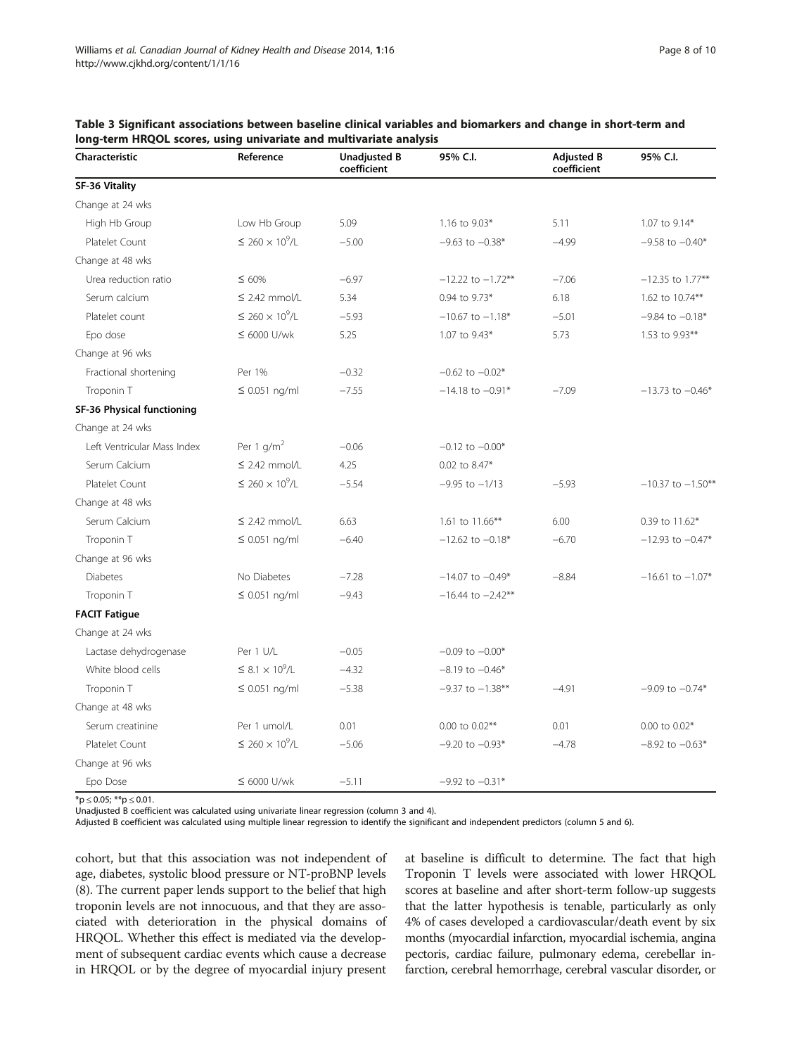**Table 3 Significant associations between baseline clinical variables and biomarkers and change in short-term and long-term HRQOL scores, using univariate and multivariate analysis**

| Characteristic | Reference | Unadjusted B coefficient | 95% C.I. | Adjusted B coefficient | 95% C.I. |
|---|---|---|---|---|---|
| **SF-36 Vitality** | | | | | |
| Change at 24 wks | | | | | |
| High Hb Group | Low Hb Group | 5.09 | 1.16 to 9.03* | 5.11 | 1.07 to 9.14* |
| Platelet Count | ≤ 260 × $10^9$/L | −5.00 | −9.63 to −0.38* | −4.99 | −9.58 to −0.40* |
| Change at 48 wks | | | | | |
| Urea reduction ratio | ≤ 60% | −6.97 | −12.22 to −1.72** | −7.06 | −12.35 to 1.77** |
| Serum calcium | ≤ 2.42 mmol/L | 5.34 | 0.94 to 9.73* | 6.18 | 1.62 to 10.74** |
| Platelet count | ≤ 260 × $10^9$/L | −5.93 | −10.67 to −1.18* | −5.01 | −9.84 to −0.18* |
| Epo dose | ≤ 6000 U/wk | 5.25 | 1.07 to 9.43* | 5.73 | 1.53 to 9.93** |
| Change at 96 wks | | | | | |
| Fractional shortening | Per 1% | −0.32 | −0.62 to −0.02* | | |
| Troponin T | ≤ 0.051 ng/ml | −7.55 | −14.18 to −0.91* | −7.09 | −13.73 to −0.46* |
| **SF-36 Physical functioning** | | | | | |
| Change at 24 wks | | | | | |
| Left Ventricular Mass Index | Per 1 g/$m^2$ | −0.06 | −0.12 to −0.00* | | |
| Serum Calcium | ≤ 2.42 mmol/L | 4.25 | 0.02 to 8.47* | | |
| Platelet Count | ≤ 260 × $10^9$/L | −5.54 | −9.95 to −1/13 | −5.93 | −10.37 to −1.50** |
| Change at 48 wks | | | | | |
| Serum Calcium | ≤ 2.42 mmol/L | 6.63 | 1.61 to 11.66** | 6.00 | 0.39 to 11.62* |
| Troponin T | ≤ 0.051 ng/ml | −6.40 | −12.62 to −0.18* | −6.70 | −12.93 to −0.47* |
| Change at 96 wks | | | | | |
| Diabetes | No Diabetes | −7.28 | −14.07 to −0.49* | −8.84 | −16.61 to −1.07* |
| Troponin T | ≤ 0.051 ng/ml | −9.43 | −16.44 to −2.42** | | |
| **FACIT Fatigue** | | | | | |
| Change at 24 wks | | | | | |
| Lactase dehydrogenase | Per 1 U/L | −0.05 | −0.09 to −0.00* | | |
| White blood cells | ≤ 8.1 × $10^9$/L | −4.32 | −8.19 to −0.46* | | |
| Troponin T | ≤ 0.051 ng/ml | −5.38 | −9.37 to −1.38** | −4.91 | −9.09 to −0.74* |
| Change at 48 wks | | | | | |
| Serum creatinine | Per 1 umol/L | 0.01 | 0.00 to 0.02** | 0.01 | 0.00 to 0.02* |
| Platelet Count | ≤ 260 × $10^9$/L | −5.06 | −9.20 to −0.93* | −4.78 | −8.92 to −0.63* |
| Change at 96 wks | | | | | |
| Epo Dose | ≤ 6000 U/wk | −5.11 | −9.92 to −0.31* | | |

*p ≤ 0.05; **p ≤ 0.01.
Unadjusted B coefficient was calculated using univariate linear regression (column 3 and 4).
Adjusted B coefficient was calculated using multiple linear regression to identify the significant and independent predictors (column 5 and 6).

cohort, but that this association was not independent of age, diabetes, systolic blood pressure or NT-proBNP levels (8). The current paper lends support to the belief that high troponin levels are not innocuous, and that they are associated with deterioration in the physical domains of HRQOL. Whether this effect is mediated via the development of subsequent cardiac events which cause a decrease in HRQOL or by the degree of myocardial injury present at baseline is difficult to determine. The fact that high Troponin T levels were associated with lower HRQOL scores at baseline and after short-term follow-up suggests that the latter hypothesis is tenable, particularly as only 4% of cases developed a cardiovascular/death event by six months (myocardial infarction, myocardial ischemia, angina pectoris, cardiac failure, pulmonary edema, cerebellar infarction, cerebral hemorrhage, cerebral vascular disorder, or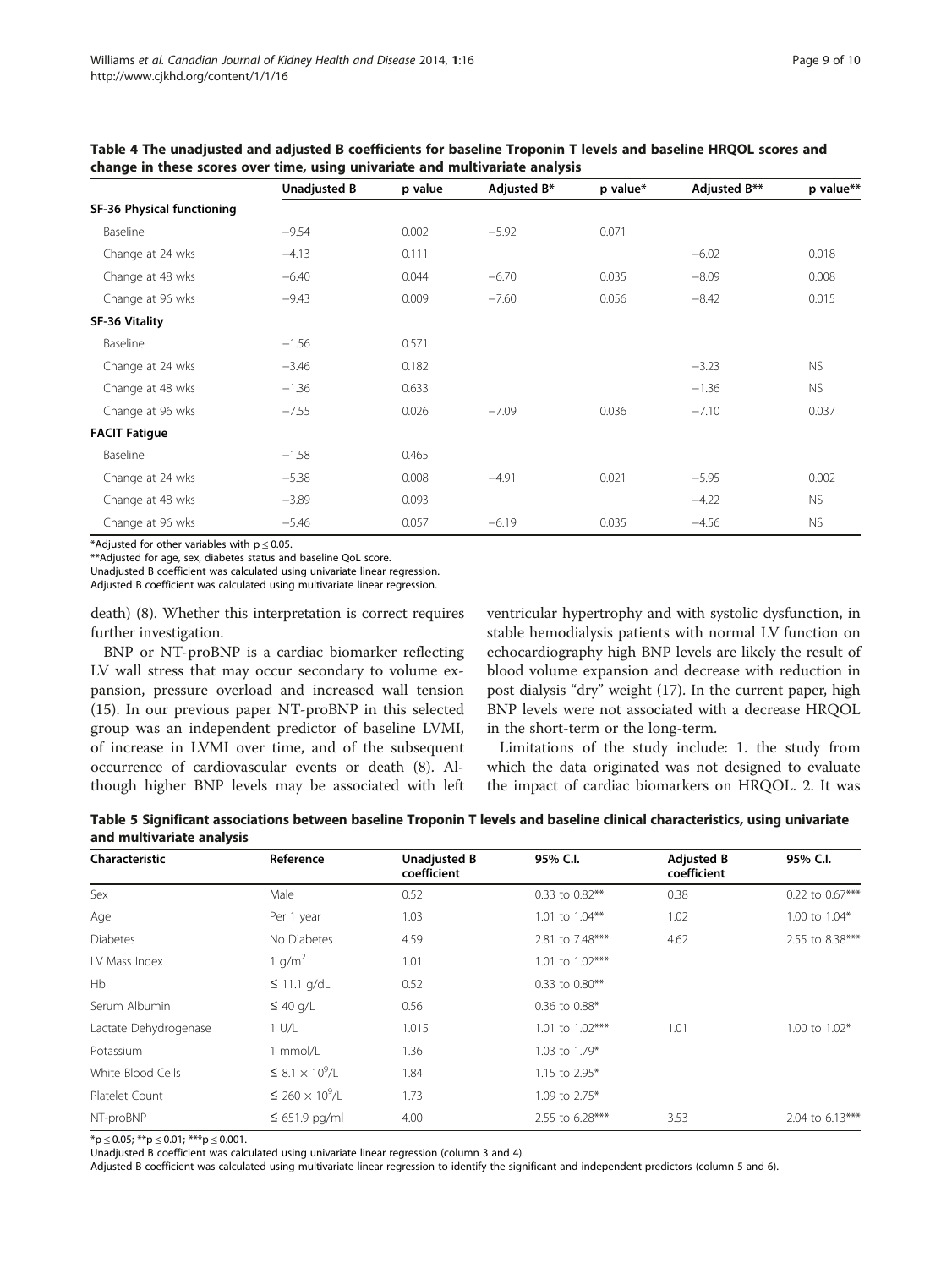**Table 4 The unadjusted and adjusted B coefficients for baseline Troponin T levels and baseline HRQOL scores and change in these scores over time, using univariate and multivariate analysis**

| | Unadjusted B | p value | Adjusted B* | p value* | Adjusted B** | p value** |
|---|---|---|---|---|---|---|
| **SF-36 Physical functioning** | | | | | | |
| Baseline | −9.54 | 0.002 | −5.92 | 0.071 | | |
| Change at 24 wks | −4.13 | 0.111 | | | −6.02 | 0.018 |
| Change at 48 wks | −6.40 | 0.044 | −6.70 | 0.035 | −8.09 | 0.008 |
| Change at 96 wks | −9.43 | 0.009 | −7.60 | 0.056 | −8.42 | 0.015 |
| **SF-36 Vitality** | | | | | | |
| Baseline | −1.56 | 0.571 | | | | |
| Change at 24 wks | −3.46 | 0.182 | | | −3.23 | NS |
| Change at 48 wks | −1.36 | 0.633 | | | −1.36 | NS |
| Change at 96 wks | −7.55 | 0.026 | −7.09 | 0.036 | −7.10 | 0.037 |
| **FACIT Fatigue** | | | | | | |
| Baseline | −1.58 | 0.465 | | | | |
| Change at 24 wks | −5.38 | 0.008 | −4.91 | 0.021 | −5.95 | 0.002 |
| Change at 48 wks | −3.89 | 0.093 | | | −4.22 | NS |
| Change at 96 wks | −5.46 | 0.057 | −6.19 | 0.035 | −4.56 | NS |

*Adjusted for other variables with $p \leq 0.05$.
**Adjusted for age, sex, diabetes status and baseline QoL score.
Unadjusted B coefficient was calculated using univariate linear regression.
Adjusted B coefficient was calculated using multivariate linear regression.

death) (8). Whether this interpretation is correct requires further investigation.

BNP or NT-proBNP is a cardiac biomarker reflecting LV wall stress that may occur secondary to volume expansion, pressure overload and increased wall tension (15). In our previous paper NT-proBNP in this selected group was an independent predictor of baseline LVMI, of increase in LVMI over time, and of the subsequent occurrence of cardiovascular events or death (8). Although higher BNP levels may be associated with left ventricular hypertrophy and with systolic dysfunction, in stable hemodialysis patients with normal LV function on echocardiography high BNP levels are likely the result of blood volume expansion and decrease with reduction in post dialysis "dry" weight (17). In the current paper, high BNP levels were not associated with a decrease HRQOL in the short-term or the long-term.

Limitations of the study include: 1. the study from which the data originated was not designed to evaluate the impact of cardiac biomarkers on HRQOL. 2. It was

**Table 5 Significant associations between baseline Troponin T levels and baseline clinical characteristics, using univariate and multivariate analysis**

| Characteristic | Reference | Unadjusted B coefficient | 95% C.I. | Adjusted B coefficient | 95% C.I. |
|---|---|---|---|---|---|
| Sex | Male | 0.52 | 0.33 to 0.82** | 0.38 | 0.22 to 0.67*** |
| Age | Per 1 year | 1.03 | 1.01 to 1.04** | 1.02 | 1.00 to 1.04* |
| Diabetes | No Diabetes | 4.59 | 2.81 to 7.48*** | 4.62 | 2.55 to 8.38*** |
| LV Mass Index | 1 g/m$^2$ | 1.01 | 1.01 to 1.02*** | | |
| Hb | ≤ 11.1 g/dL | 0.52 | 0.33 to 0.80** | | |
| Serum Albumin | ≤ 40 g/L | 0.56 | 0.36 to 0.88* | | |
| Lactate Dehydrogenase | 1 U/L | 1.015 | 1.01 to 1.02*** | 1.01 | 1.00 to 1.02* |
| Potassium | 1 mmol/L | 1.36 | 1.03 to 1.79* | | |
| White Blood Cells | ≤ 8.1 × 10$^9$/L | 1.84 | 1.15 to 2.95* | | |
| Platelet Count | ≤ 260 × 10$^9$/L | 1.73 | 1.09 to 2.75* | | |
| NT-proBNP | ≤ 651.9 pg/ml | 4.00 | 2.55 to 6.28*** | 3.53 | 2.04 to 6.13*** |

*$p \leq 0.05$; **$p \leq 0.01$; ***$p \leq 0.001$.
Unadjusted B coefficient was calculated using univariate linear regression (column 3 and 4).
Adjusted B coefficient was calculated using multivariate linear regression to identify the significant and independent predictors (column 5 and 6).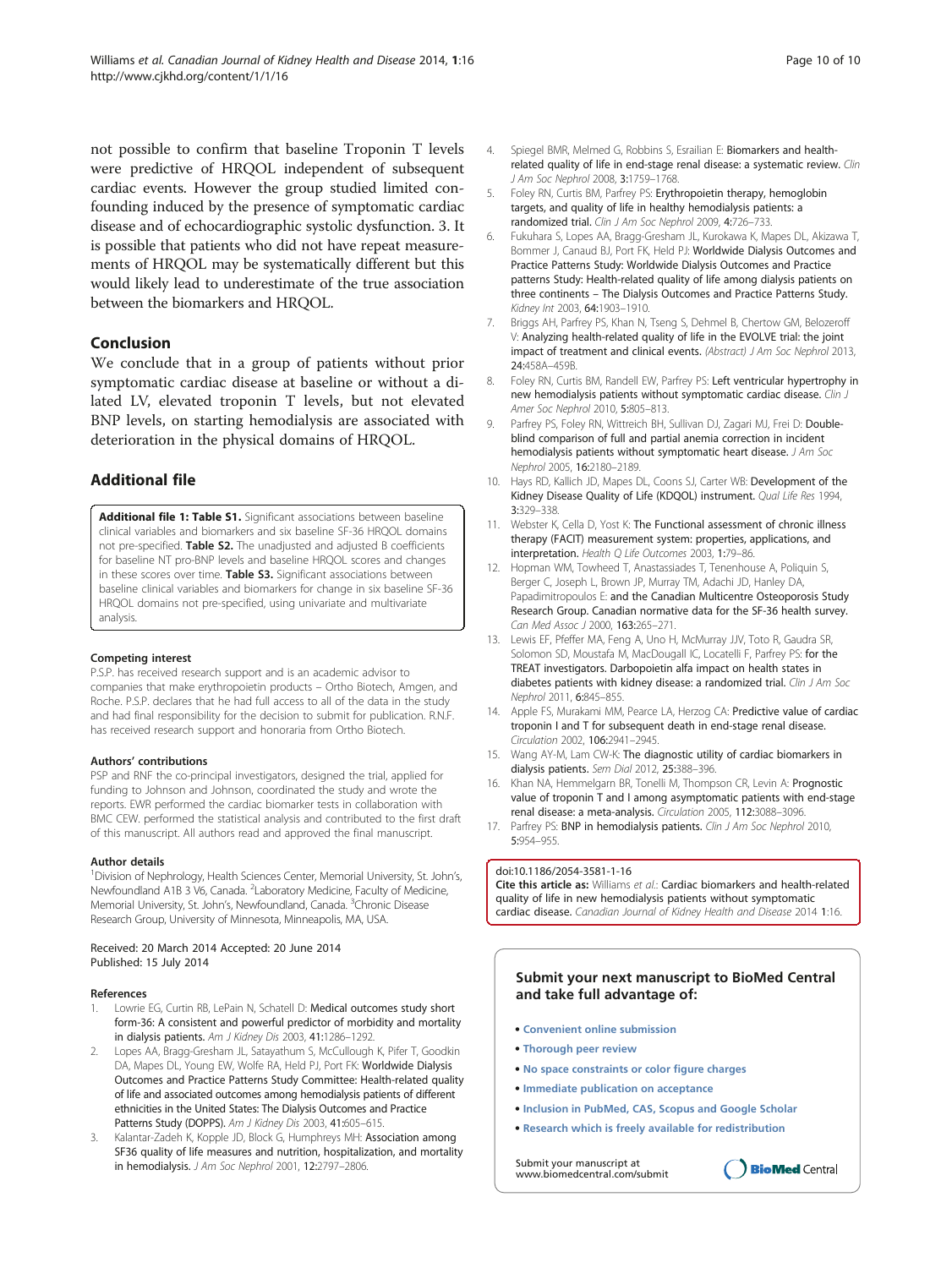not possible to confirm that baseline Troponin T levels were predictive of HRQOL independent of subsequent cardiac events. However the group studied limited confounding induced by the presence of symptomatic cardiac disease and of echocardiographic systolic dysfunction. 3. It is possible that patients who did not have repeat measurements of HRQOL may be systematically different but this would likely lead to underestimate of the true association between the biomarkers and HRQOL.

## Conclusion

We conclude that in a group of patients without prior symptomatic cardiac disease at baseline or without a dilated LV, elevated troponin T levels, but not elevated BNP levels, on starting hemodialysis are associated with deterioration in the physical domains of HRQOL.

## Additional file

**Additional file 1: Table S1.** Significant associations between baseline clinical variables and biomarkers and six baseline SF-36 HRQOL domains not pre-specified. **Table S2.** The unadjusted and adjusted B coefficients for baseline NT pro-BNP levels and baseline HRQOL scores and changes in these scores over time. **Table S3.** Significant associations between baseline clinical variables and biomarkers for change in six baseline SF-36 HRQOL domains not pre-specified, using univariate and multivariate analysis.

#### Competing interest

P.S.P. has received research support and is an academic advisor to companies that make erythropoietin products – Ortho Biotech, Amgen, and Roche. P.S.P. declares that he had full access to all of the data in the study and had final responsibility for the decision to submit for publication. R.N.F. has received research support and honoraria from Ortho Biotech.

#### Authors' contributions

PSP and RNF the co-principal investigators, designed the trial, applied for funding to Johnson and Johnson, coordinated the study and wrote the reports. EWR performed the cardiac biomarker tests in collaboration with BMC CEW. performed the statistical analysis and contributed to the first draft of this manuscript. All authors read and approved the final manuscript.

#### Author details

[1]Division of Nephrology, Health Sciences Center, Memorial University, St. John's, Newfoundland A1B 3 V6, Canada. [2]Laboratory Medicine, Faculty of Medicine, Memorial University, St. John's, Newfoundland, Canada. [3]Chronic Disease Research Group, University of Minnesota, Minneapolis, MA, USA.

Received: 20 March 2014 Accepted: 20 June 2014
Published: 15 July 2014

#### References

1. Lowrie EG, Curtin RB, LePain N, Schatell D: **Medical outcomes study short form-36: A consistent and powerful predictor of morbidity and mortality in dialysis patients.** *Am J Kidney Dis* 2003, **41**:1286–1292.
2. Lopes AA, Bragg-Gresham JL, Satayathum S, McCullough K, Pifer T, Goodkin DA, Mapes DL, Young EW, Wolfe RA, Held PJ, Port FK: **Worldwide Dialysis Outcomes and Practice Patterns Study Committee: Health-related quality of life and associated outcomes among hemodialysis patients of different ethnicities in the United States: The Dialysis Outcomes and Practice Patterns Study (DOPPS).** *Am J Kidney Dis* 2003, **41**:605–615.
3. Kalantar-Zadeh K, Kopple JD, Block G, Humphreys MH: **Association among SF36 quality of life measures and nutrition, hospitalization, and mortality in hemodialysis.** *J Am Soc Nephrol* 2001, **12**:2797–2806.
4. Spiegel BMR, Melmed G, Robbins S, Esrailian E: **Biomarkers and health-related quality of life in end-stage renal disease: a systematic review.** *Clin J Am Soc Nephrol* 2008, **3**:1759–1768.
5. Foley RN, Curtis BM, Parfrey PS: **Erythropoietin therapy, hemoglobin targets, and quality of life in healthy hemodialysis patients: a randomized trial.** *Clin J Am Soc Nephrol* 2009, **4**:726–733.
6. Fukuhara S, Lopes AA, Bragg-Gresham JL, Kurokawa K, Mapes DL, Akizawa T, Bommer J, Canaud BJ, Port FK, Held PJ: **Worldwide Dialysis Outcomes and Practice Patterns Study: Worldwide Dialysis Outcomes and Practice patterns Study: Health-related quality of life among dialysis patients on three continents – The Dialysis Outcomes and Practice Patterns Study.** *Kidney Int* 2003, **64**:1903–1910.
7. Briggs AH, Parfrey PS, Khan N, Tseng S, Dehmel B, Chertow GM, Belozeroff V: **Analyzing health-related quality of life in the EVOLVE trial: the joint impact of treatment and clinical events.** *(Abstract) J Am Soc Nephrol* 2013, **24**:458A–459B.
8. Foley RN, Curtis BM, Randell EW, Parfrey PS: **Left ventricular hypertrophy in new hemodialysis patients without symptomatic cardiac disease.** *Clin J Amer Soc Nephrol* 2010, **5**:805–813.
9. Parfrey PS, Foley RN, Wittreich BH, Sullivan DJ, Zagari MJ, Frei D: **Double-blind comparison of full and partial anemia correction in incident hemodialysis patients without symptomatic heart disease.** *J Am Soc Nephrol* 2005, **16**:2180–2189.
10. Hays RD, Kallich JD, Mapes DL, Coons SJ, Carter WB: **Development of the Kidney Disease Quality of Life (KDQOL) instrument.** *Qual Life Res* 1994, **3**:329–338.
11. Webster K, Cella D, Yost K: **The Functional assessment of chronic illness therapy (FACIT) measurement system: properties, applications, and interpretation.** *Health Q Life Outcomes* 2003, **1**:79–86.
12. Hopman WM, Towheed T, Anastassiades T, Tenenhouse A, Poliquin S, Berger C, Joseph L, Brown JP, Murray TM, Adachi JD, Hanley DA, Papadimitropoulos E: **and the Canadian Multicentre Osteoporosis Study Research Group. Canadian normative data for the SF-36 health survey.** *Can Med Assoc J* 2000, **163**:265–271.
13. Lewis EF, Pfeffer MA, Feng A, Uno H, McMurray JJV, Toto R, Gaudra SR, Solomon SD, Moustafa M, MacDougall IC, Locatelli F, Parfrey PS: **for the TREAT investigators. Darbopoietin alfa impact on health states in diabetes patients with kidney disease: a randomized trial.** *Clin J Am Soc Nephrol* 2011, **6**:845–855.
14. Apple FS, Murakami MM, Pearce LA, Herzog CA: **Predictive value of cardiac troponin I and T for subsequent death in end-stage renal disease.** *Circulation* 2002, **106**:2941–2945.
15. Wang AY-M, Lam CW-K: **The diagnostic utility of cardiac biomarkers in dialysis patients.** *Sem Dial* 2012, **25**:388–396.
16. Khan NA, Hemmelgarn BR, Tonelli M, Thompson CR, Levin A: **Prognostic value of troponin T and I among asymptomatic patients with end-stage renal disease: a meta-analysis.** *Circulation* 2005, **112**:3088–3096.
17. Parfrey PS: **BNP in hemodialysis patients.** *Clin J Am Soc Nephrol* 2010, **5**:954–955.

doi:10.1186/2054-3581-1-16

**Cite this article as:** Williams *et al.*: Cardiac biomarkers and health-related quality of life in new hemodialysis patients without symptomatic cardiac disease. *Canadian Journal of Kidney Health and Disease* 2014 **1**:16.

**Submit your next manuscript to BioMed Central and take full advantage of:**

- Convenient online submission
- Thorough peer review
- No space constraints or color figure charges
- Immediate publication on acceptance
- Inclusion in PubMed, CAS, Scopus and Google Scholar
- Research which is freely available for redistribution

Submit your manuscript at
www.biomedcentral.com/submit